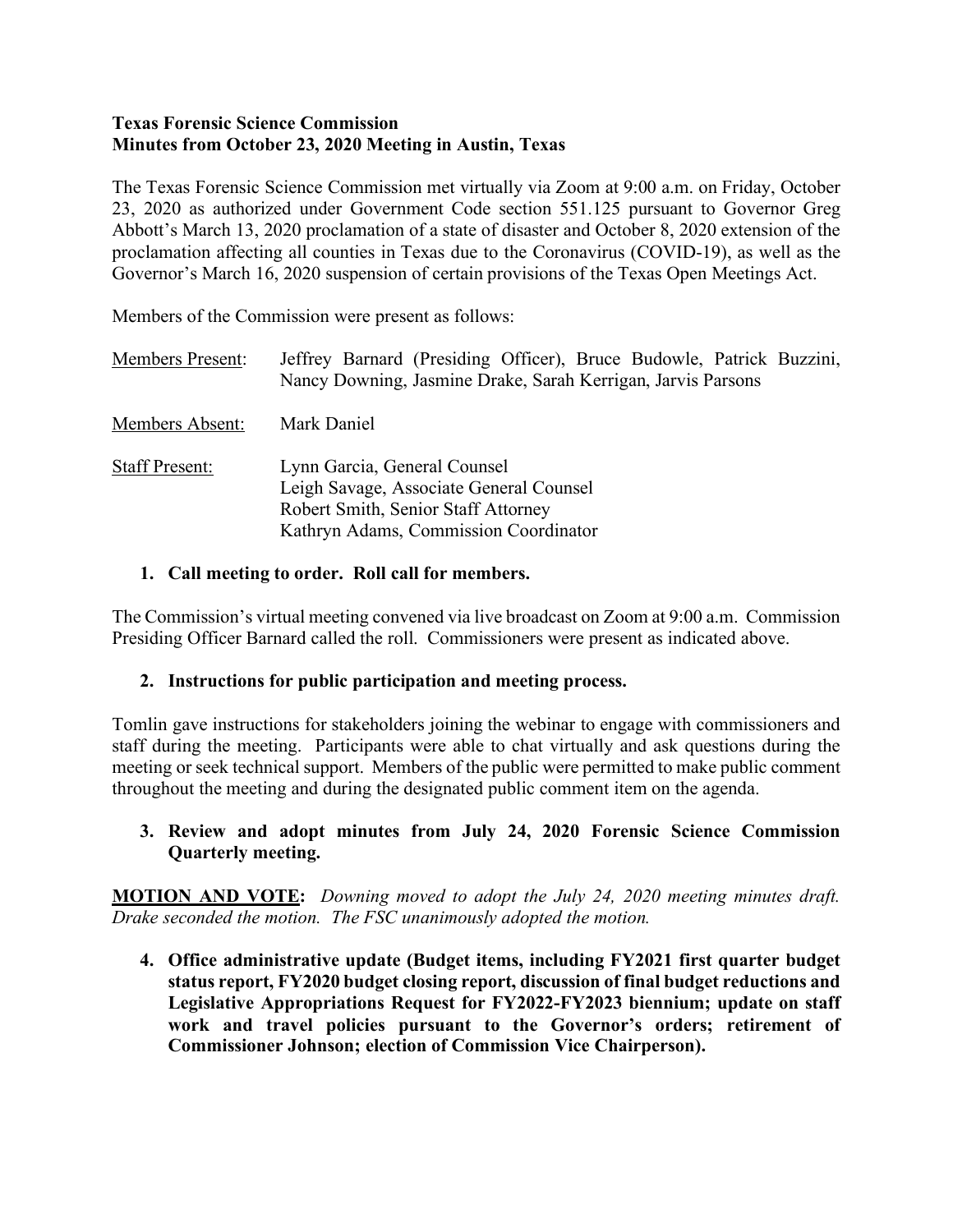**Texas Forensic Science Commission**
**Minutes from October 23, 2020 Meeting in Austin, Texas**

The Texas Forensic Science Commission met virtually via Zoom at 9:00 a.m. on Friday, October 23, 2020 as authorized under Government Code section 551.125 pursuant to Governor Greg Abbott's March 13, 2020 proclamation of a state of disaster and October 8, 2020 extension of the proclamation affecting all counties in Texas due to the Coronavirus (COVID-19), as well as the Governor's March 16, 2020 suspension of certain provisions of the Texas Open Meetings Act.

Members of the Commission were present as follows:

<u>Members Present</u>: Jeffrey Barnard (Presiding Officer), Bruce Budowle, Patrick Buzzini, Nancy Downing, Jasmine Drake, Sarah Kerrigan, Jarvis Parsons

<u>Members Absent</u>: Mark Daniel

<u>Staff Present</u>: Lynn Garcia, General Counsel
Leigh Savage, Associate General Counsel
Robert Smith, Senior Staff Attorney
Kathryn Adams, Commission Coordinator

1. **Call meeting to order. Roll call for members.**

The Commission's virtual meeting convened via live broadcast on Zoom at 9:00 a.m. Commission Presiding Officer Barnard called the roll. Commissioners were present as indicated above.

2. **Instructions for public participation and meeting process.**

Tomlin gave instructions for stakeholders joining the webinar to engage with commissioners and staff during the meeting. Participants were able to chat virtually and ask questions during the meeting or seek technical support. Members of the public were permitted to make public comment throughout the meeting and during the designated public comment item on the agenda.

3. **Review and adopt minutes from July 24, 2020 Forensic Science Commission Quarterly meeting.**

**<u>MOTION AND VOTE</u>:** *Downing moved to adopt the July 24, 2020 meeting minutes draft. Drake seconded the motion. The FSC unanimously adopted the motion.*

4. **Office administrative update (Budget items, including FY2021 first quarter budget status report, FY2020 budget closing report, discussion of final budget reductions and Legislative Appropriations Request for FY2022-FY2023 biennium; update on staff work and travel policies pursuant to the Governor's orders; retirement of Commissioner Johnson; election of Commission Vice Chairperson).**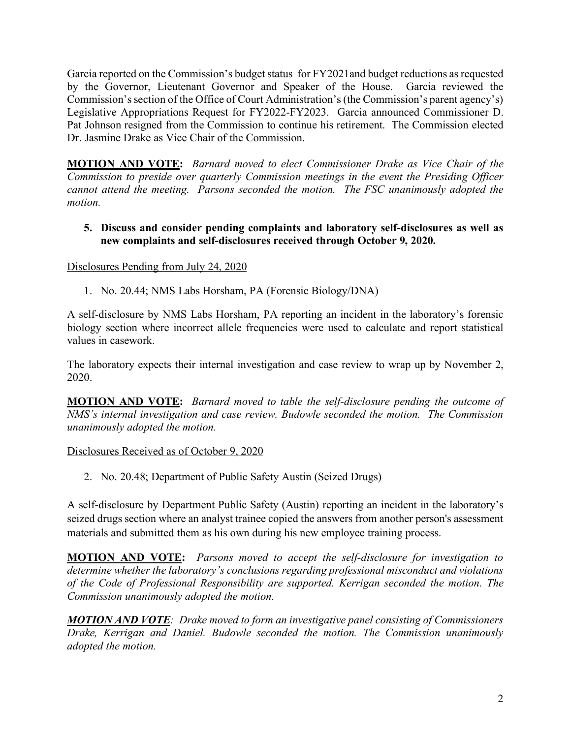Garcia reported on the Commission's budget status for FY2021and budget reductions as requested by the Governor, Lieutenant Governor and Speaker of the House. Garcia reviewed the Commission's section of the Office of Court Administration's (the Commission's parent agency's) Legislative Appropriations Request for FY2022-FY2023. Garcia announced Commissioner D. Pat Johnson resigned from the Commission to continue his retirement. The Commission elected Dr. Jasmine Drake as Vice Chair of the Commission.

**MOTION AND VOTE:** *Barnard moved to elect Commissioner Drake as Vice Chair of the Commission to preside over quarterly Commission meetings in the event the Presiding Officer cannot attend the meeting. Parsons seconded the motion. The FSC unanimously adopted the motion.*

**5. Discuss and consider pending complaints and laboratory self-disclosures as well as new complaints and self-disclosures received through October 9, 2020.**

Disclosures Pending from July 24, 2020

1. No. 20.44; NMS Labs Horsham, PA (Forensic Biology/DNA)

A self-disclosure by NMS Labs Horsham, PA reporting an incident in the laboratory's forensic biology section where incorrect allele frequencies were used to calculate and report statistical values in casework.

The laboratory expects their internal investigation and case review to wrap up by November 2, 2020.

**MOTION AND VOTE:** *Barnard moved to table the self-disclosure pending the outcome of NMS's internal investigation and case review. Budowle seconded the motion. The Commission unanimously adopted the motion.*

Disclosures Received as of October 9, 2020

2. No. 20.48; Department of Public Safety Austin (Seized Drugs)

A self-disclosure by Department Public Safety (Austin) reporting an incident in the laboratory's seized drugs section where an analyst trainee copied the answers from another person's assessment materials and submitted them as his own during his new employee training process.

**MOTION AND VOTE:** *Parsons moved to accept the self-disclosure for investigation to determine whether the laboratory's conclusions regarding professional misconduct and violations of the Code of Professional Responsibility are supported. Kerrigan seconded the motion. The Commission unanimously adopted the motion.*

***MOTION AND VOTE****: Drake moved to form an investigative panel consisting of Commissioners Drake, Kerrigan and Daniel. Budowle seconded the motion. The Commission unanimously adopted the motion.*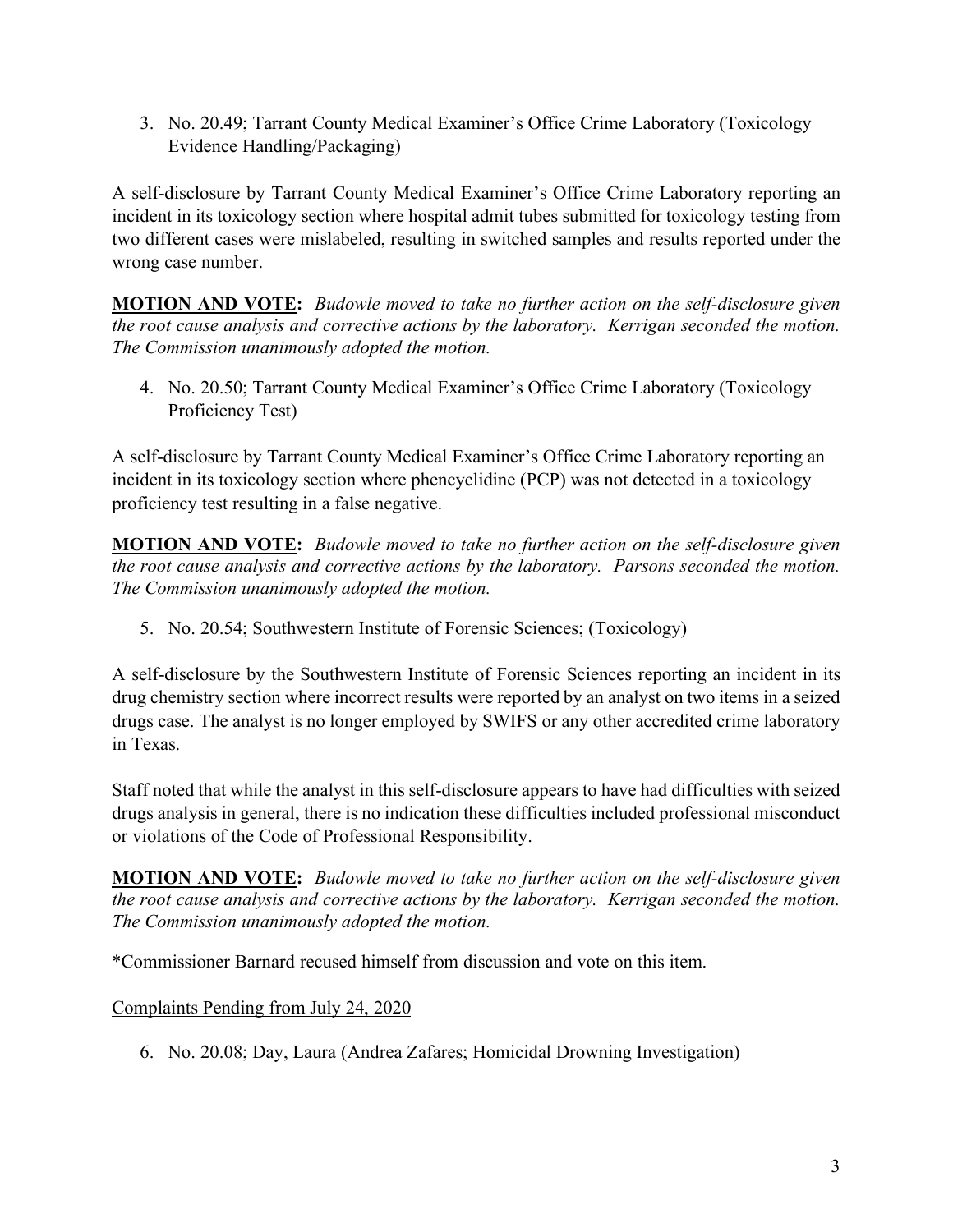3. No. 20.49; Tarrant County Medical Examiner's Office Crime Laboratory (Toxicology Evidence Handling/Packaging)

A self-disclosure by Tarrant County Medical Examiner's Office Crime Laboratory reporting an incident in its toxicology section where hospital admit tubes submitted for toxicology testing from two different cases were mislabeled, resulting in switched samples and results reported under the wrong case number.

**MOTION AND VOTE:** *Budowle moved to take no further action on the self-disclosure given the root cause analysis and corrective actions by the laboratory. Kerrigan seconded the motion. The Commission unanimously adopted the motion.*

4. No. 20.50; Tarrant County Medical Examiner's Office Crime Laboratory (Toxicology Proficiency Test)

A self-disclosure by Tarrant County Medical Examiner's Office Crime Laboratory reporting an incident in its toxicology section where phencyclidine (PCP) was not detected in a toxicology proficiency test resulting in a false negative.

**MOTION AND VOTE:** *Budowle moved to take no further action on the self-disclosure given the root cause analysis and corrective actions by the laboratory. Parsons seconded the motion. The Commission unanimously adopted the motion.*

5. No. 20.54; Southwestern Institute of Forensic Sciences; (Toxicology)

A self-disclosure by the Southwestern Institute of Forensic Sciences reporting an incident in its drug chemistry section where incorrect results were reported by an analyst on two items in a seized drugs case. The analyst is no longer employed by SWIFS or any other accredited crime laboratory in Texas.

Staff noted that while the analyst in this self-disclosure appears to have had difficulties with seized drugs analysis in general, there is no indication these difficulties included professional misconduct or violations of the Code of Professional Responsibility.

**MOTION AND VOTE:** *Budowle moved to take no further action on the self-disclosure given the root cause analysis and corrective actions by the laboratory. Kerrigan seconded the motion. The Commission unanimously adopted the motion.*

*Commissioner Barnard recused himself from discussion and vote on this item.

Complaints Pending from July 24, 2020

6. No. 20.08; Day, Laura (Andrea Zafares; Homicidal Drowning Investigation)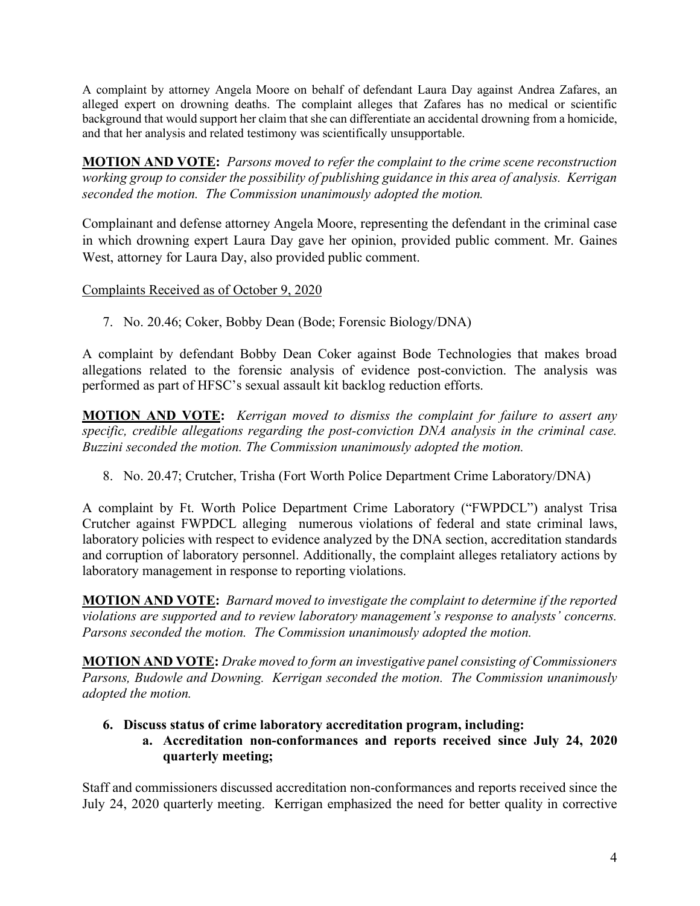A complaint by attorney Angela Moore on behalf of defendant Laura Day against Andrea Zafares, an alleged expert on drowning deaths. The complaint alleges that Zafares has no medical or scientific background that would support her claim that she can differentiate an accidental drowning from a homicide, and that her analysis and related testimony was scientifically unsupportable.

**MOTION AND VOTE:** *Parsons moved to refer the complaint to the crime scene reconstruction working group to consider the possibility of publishing guidance in this area of analysis. Kerrigan seconded the motion. The Commission unanimously adopted the motion.*

Complainant and defense attorney Angela Moore, representing the defendant in the criminal case in which drowning expert Laura Day gave her opinion, provided public comment. Mr. Gaines West, attorney for Laura Day, also provided public comment.

Complaints Received as of October 9, 2020

7. No. 20.46; Coker, Bobby Dean (Bode; Forensic Biology/DNA)

A complaint by defendant Bobby Dean Coker against Bode Technologies that makes broad allegations related to the forensic analysis of evidence post-conviction. The analysis was performed as part of HFSC's sexual assault kit backlog reduction efforts.

**MOTION AND VOTE:** *Kerrigan moved to dismiss the complaint for failure to assert any specific, credible allegations regarding the post-conviction DNA analysis in the criminal case. Buzzini seconded the motion. The Commission unanimously adopted the motion.*

8. No. 20.47; Crutcher, Trisha (Fort Worth Police Department Crime Laboratory/DNA)

A complaint by Ft. Worth Police Department Crime Laboratory ("FWPDCL") analyst Trisa Crutcher against FWPDCL alleging numerous violations of federal and state criminal laws, laboratory policies with respect to evidence analyzed by the DNA section, accreditation standards and corruption of laboratory personnel. Additionally, the complaint alleges retaliatory actions by laboratory management in response to reporting violations.

**MOTION AND VOTE:** *Barnard moved to investigate the complaint to determine if the reported violations are supported and to review laboratory management's response to analysts' concerns. Parsons seconded the motion. The Commission unanimously adopted the motion.*

**MOTION AND VOTE:** *Drake moved to form an investigative panel consisting of Commissioners Parsons, Budowle and Downing. Kerrigan seconded the motion. The Commission unanimously adopted the motion.*

**6. Discuss status of crime laboratory accreditation program, including:**

**a. Accreditation non-conformances and reports received since July 24, 2020 quarterly meeting;**

Staff and commissioners discussed accreditation non-conformances and reports received since the July 24, 2020 quarterly meeting. Kerrigan emphasized the need for better quality in corrective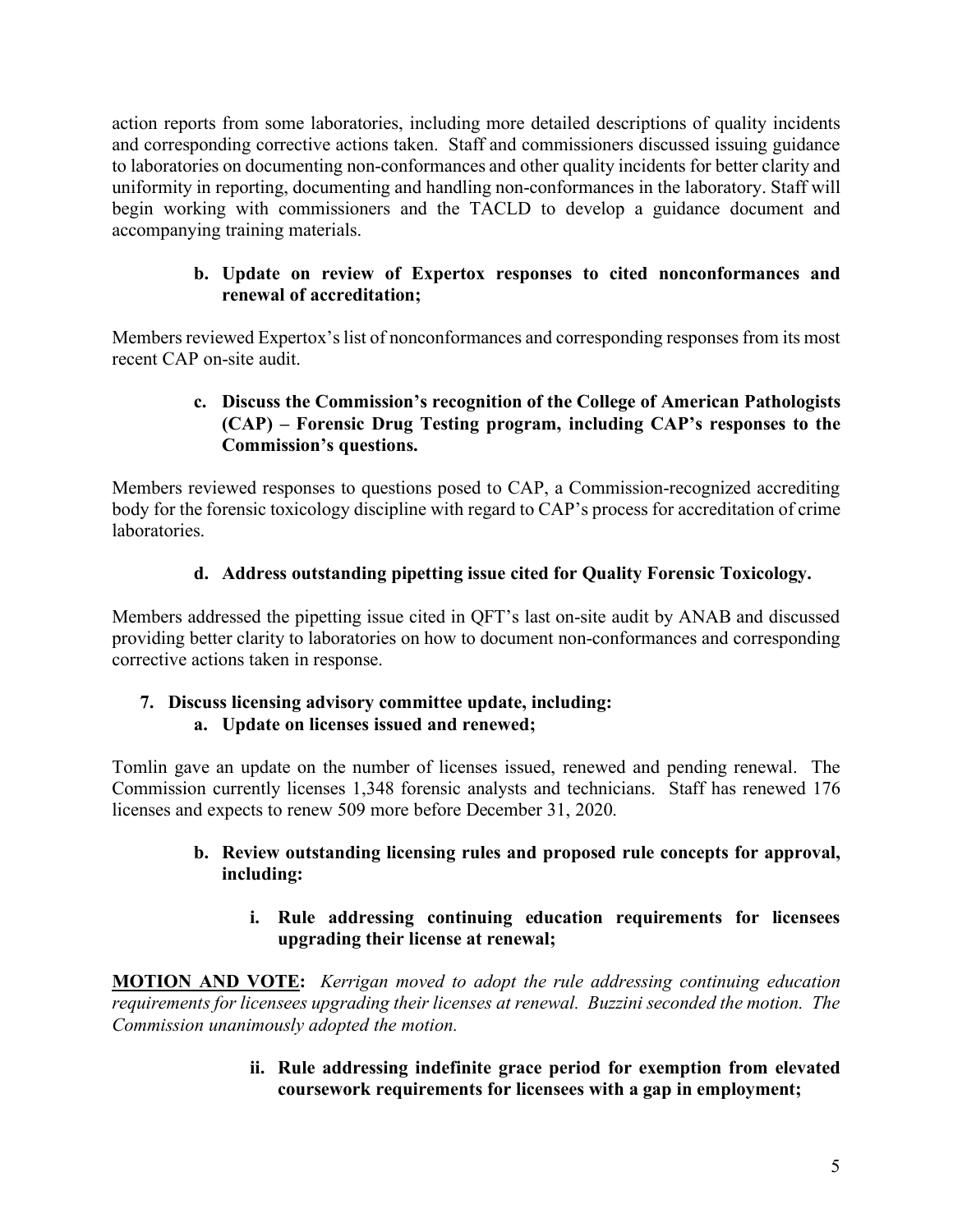action reports from some laboratories, including more detailed descriptions of quality incidents and corresponding corrective actions taken. Staff and commissioners discussed issuing guidance to laboratories on documenting non-conformances and other quality incidents for better clarity and uniformity in reporting, documenting and handling non-conformances in the laboratory. Staff will begin working with commissioners and the TACLD to develop a guidance document and accompanying training materials.

**b. Update on review of Expertox responses to cited nonconformances and renewal of accreditation;**

Members reviewed Expertox's list of nonconformances and corresponding responses from its most recent CAP on-site audit.

**c. Discuss the Commission's recognition of the College of American Pathologists (CAP) – Forensic Drug Testing program, including CAP's responses to the Commission's questions.**

Members reviewed responses to questions posed to CAP, a Commission-recognized accrediting body for the forensic toxicology discipline with regard to CAP's process for accreditation of crime laboratories.

**d. Address outstanding pipetting issue cited for Quality Forensic Toxicology.**

Members addressed the pipetting issue cited in QFT's last on-site audit by ANAB and discussed providing better clarity to laboratories on how to document non-conformances and corresponding corrective actions taken in response.

**7. Discuss licensing advisory committee update, including:**

**a. Update on licenses issued and renewed;**

Tomlin gave an update on the number of licenses issued, renewed and pending renewal. The Commission currently licenses 1,348 forensic analysts and technicians. Staff has renewed 176 licenses and expects to renew 509 more before December 31, 2020.

**b. Review outstanding licensing rules and proposed rule concepts for approval, including:**

**i. Rule addressing continuing education requirements for licensees upgrading their license at renewal;**

**MOTION AND VOTE:** *Kerrigan moved to adopt the rule addressing continuing education requirements for licensees upgrading their licenses at renewal. Buzzini seconded the motion. The Commission unanimously adopted the motion.*

**ii. Rule addressing indefinite grace period for exemption from elevated coursework requirements for licensees with a gap in employment;**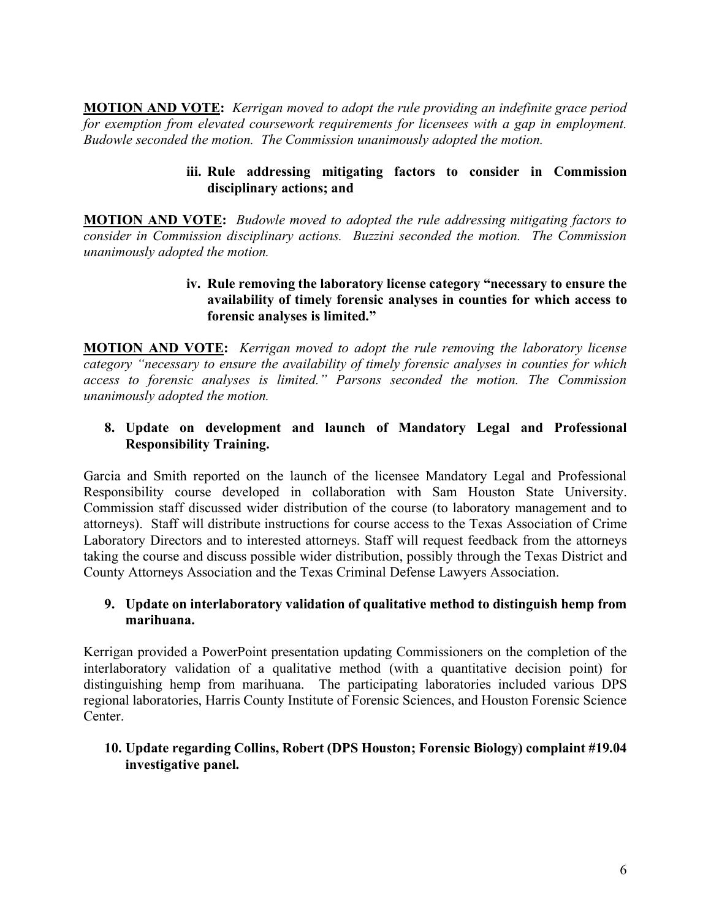**<u>MOTION AND VOTE</u>:** *Kerrigan moved to adopt the rule providing an indefinite grace period for exemption from elevated coursework requirements for licensees with a gap in employment. Budowle seconded the motion. The Commission unanimously adopted the motion.*

**iii. Rule addressing mitigating factors to consider in Commission disciplinary actions; and**

**<u>MOTION AND VOTE</u>:** *Budowle moved to adopted the rule addressing mitigating factors to consider in Commission disciplinary actions. Buzzini seconded the motion. The Commission unanimously adopted the motion.*

**iv. Rule removing the laboratory license category "necessary to ensure the availability of timely forensic analyses in counties for which access to forensic analyses is limited."**

**<u>MOTION AND VOTE</u>:** *Kerrigan moved to adopt the rule removing the laboratory license category "necessary to ensure the availability of timely forensic analyses in counties for which access to forensic analyses is limited." Parsons seconded the motion. The Commission unanimously adopted the motion.*

**8. Update on development and launch of Mandatory Legal and Professional Responsibility Training.**

Garcia and Smith reported on the launch of the licensee Mandatory Legal and Professional Responsibility course developed in collaboration with Sam Houston State University. Commission staff discussed wider distribution of the course (to laboratory management and to attorneys). Staff will distribute instructions for course access to the Texas Association of Crime Laboratory Directors and to interested attorneys. Staff will request feedback from the attorneys taking the course and discuss possible wider distribution, possibly through the Texas District and County Attorneys Association and the Texas Criminal Defense Lawyers Association.

**9. Update on interlaboratory validation of qualitative method to distinguish hemp from marihuana.**

Kerrigan provided a PowerPoint presentation updating Commissioners on the completion of the interlaboratory validation of a qualitative method (with a quantitative decision point) for distinguishing hemp from marihuana. The participating laboratories included various DPS regional laboratories, Harris County Institute of Forensic Sciences, and Houston Forensic Science Center.

**10. Update regarding Collins, Robert (DPS Houston; Forensic Biology) complaint #19.04 investigative panel.**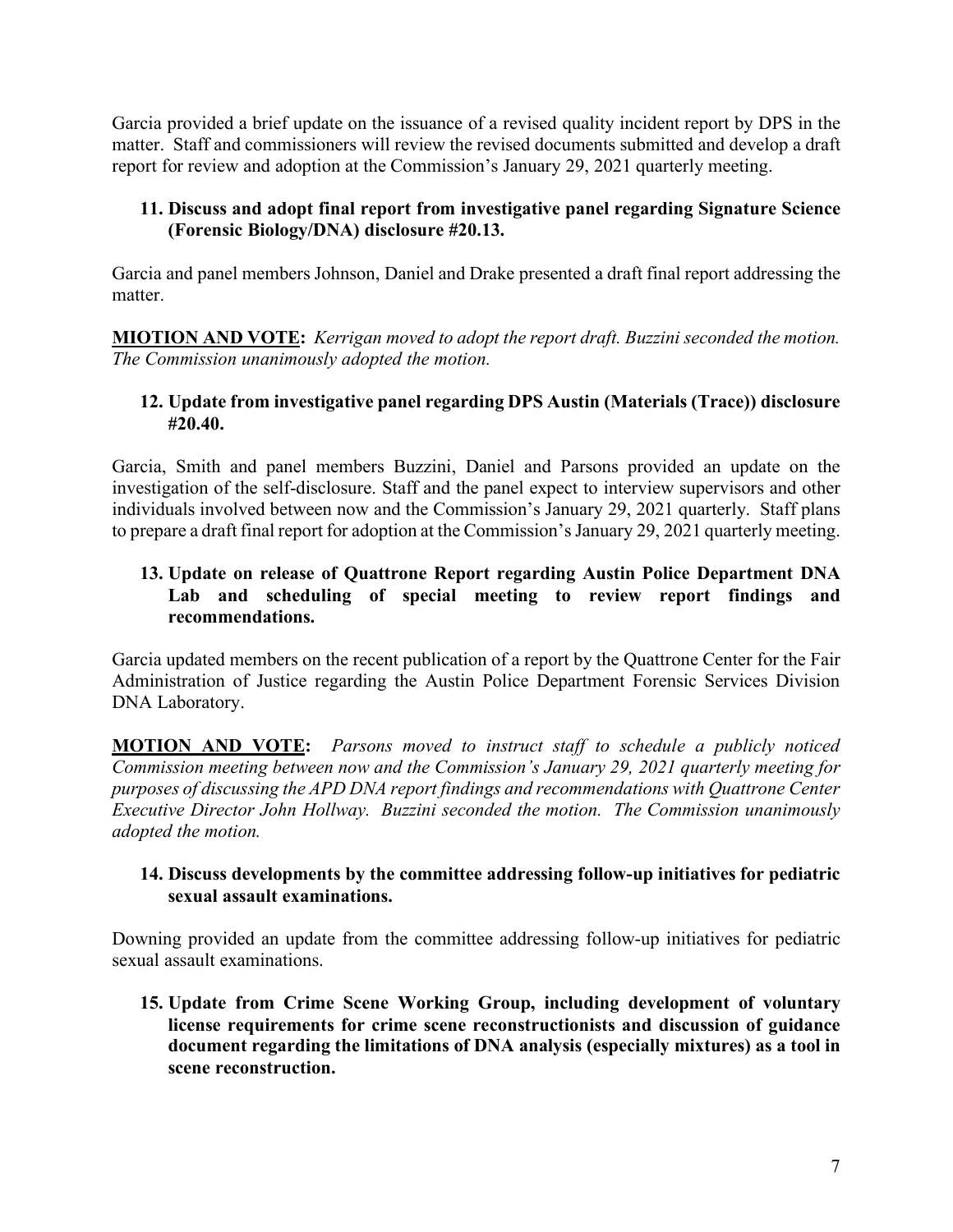Garcia provided a brief update on the issuance of a revised quality incident report by DPS in the matter. Staff and commissioners will review the revised documents submitted and develop a draft report for review and adoption at the Commission's January 29, 2021 quarterly meeting.

**11. Discuss and adopt final report from investigative panel regarding Signature Science (Forensic Biology/DNA) disclosure #20.13.**

Garcia and panel members Johnson, Daniel and Drake presented a draft final report addressing the matter.

**MIOTION AND VOTE:** *Kerrigan moved to adopt the report draft. Buzzini seconded the motion. The Commission unanimously adopted the motion.*

**12. Update from investigative panel regarding DPS Austin (Materials (Trace)) disclosure #20.40.**

Garcia, Smith and panel members Buzzini, Daniel and Parsons provided an update on the investigation of the self-disclosure. Staff and the panel expect to interview supervisors and other individuals involved between now and the Commission's January 29, 2021 quarterly. Staff plans to prepare a draft final report for adoption at the Commission's January 29, 2021 quarterly meeting.

**13. Update on release of Quattrone Report regarding Austin Police Department DNA Lab and scheduling of special meeting to review report findings and recommendations.**

Garcia updated members on the recent publication of a report by the Quattrone Center for the Fair Administration of Justice regarding the Austin Police Department Forensic Services Division DNA Laboratory.

**MOTION AND VOTE:** *Parsons moved to instruct staff to schedule a publicly noticed Commission meeting between now and the Commission's January 29, 2021 quarterly meeting for purposes of discussing the APD DNA report findings and recommendations with Quattrone Center Executive Director John Hollway. Buzzini seconded the motion. The Commission unanimously adopted the motion.*

**14. Discuss developments by the committee addressing follow-up initiatives for pediatric sexual assault examinations.**

Downing provided an update from the committee addressing follow-up initiatives for pediatric sexual assault examinations.

**15. Update from Crime Scene Working Group, including development of voluntary license requirements for crime scene reconstructionists and discussion of guidance document regarding the limitations of DNA analysis (especially mixtures) as a tool in scene reconstruction.**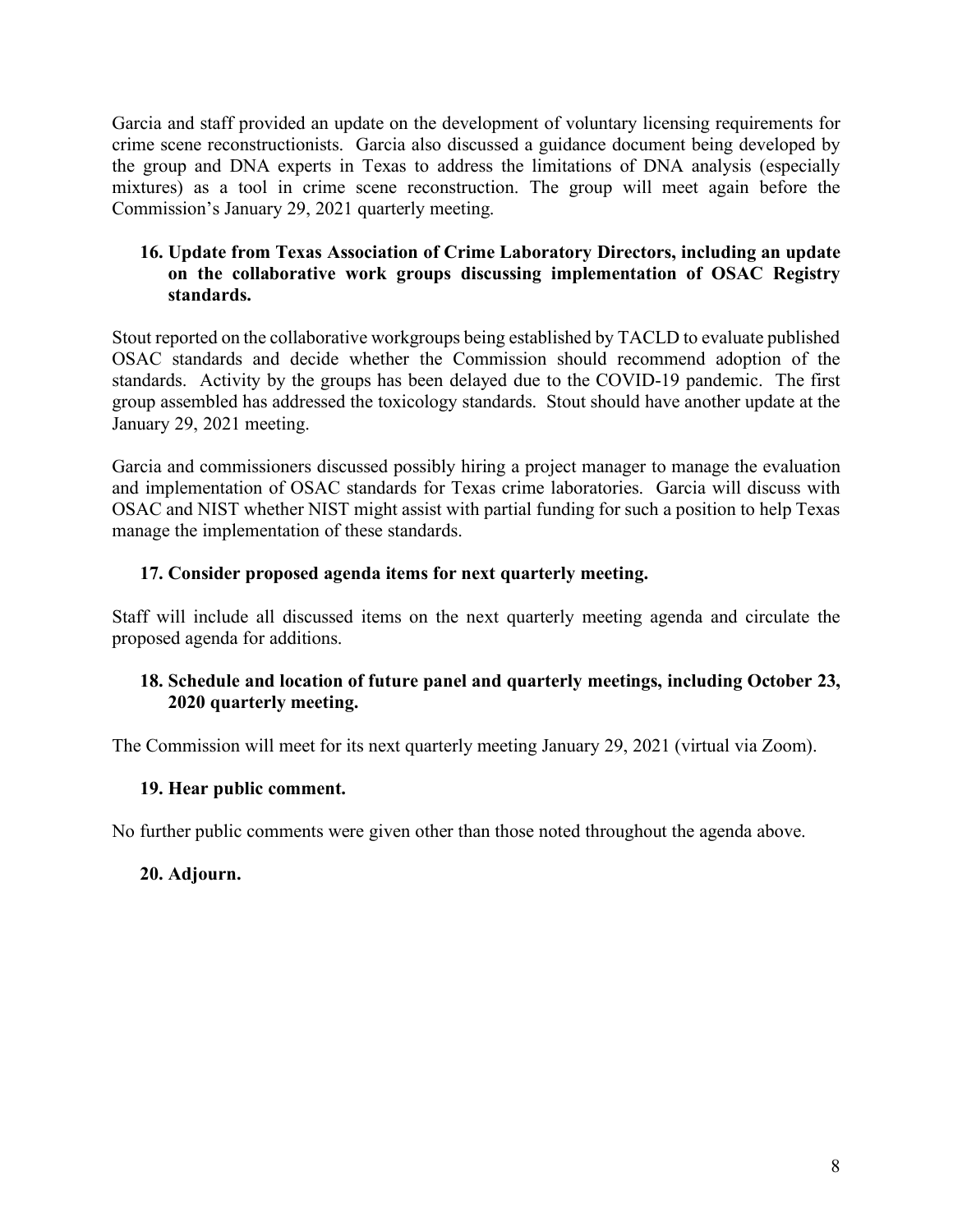Garcia and staff provided an update on the development of voluntary licensing requirements for crime scene reconstructionists. Garcia also discussed a guidance document being developed by the group and DNA experts in Texas to address the limitations of DNA analysis (especially mixtures) as a tool in crime scene reconstruction. The group will meet again before the Commission's January 29, 2021 quarterly meeting.

**16. Update from Texas Association of Crime Laboratory Directors, including an update on the collaborative work groups discussing implementation of OSAC Registry standards.**

Stout reported on the collaborative workgroups being established by TACLD to evaluate published OSAC standards and decide whether the Commission should recommend adoption of the standards. Activity by the groups has been delayed due to the COVID-19 pandemic. The first group assembled has addressed the toxicology standards. Stout should have another update at the January 29, 2021 meeting.

Garcia and commissioners discussed possibly hiring a project manager to manage the evaluation and implementation of OSAC standards for Texas crime laboratories. Garcia will discuss with OSAC and NIST whether NIST might assist with partial funding for such a position to help Texas manage the implementation of these standards.

**17. Consider proposed agenda items for next quarterly meeting.**

Staff will include all discussed items on the next quarterly meeting agenda and circulate the proposed agenda for additions.

**18. Schedule and location of future panel and quarterly meetings, including October 23, 2020 quarterly meeting.**

The Commission will meet for its next quarterly meeting January 29, 2021 (virtual via Zoom).

**19. Hear public comment.**

No further public comments were given other than those noted throughout the agenda above.

**20. Adjourn.**